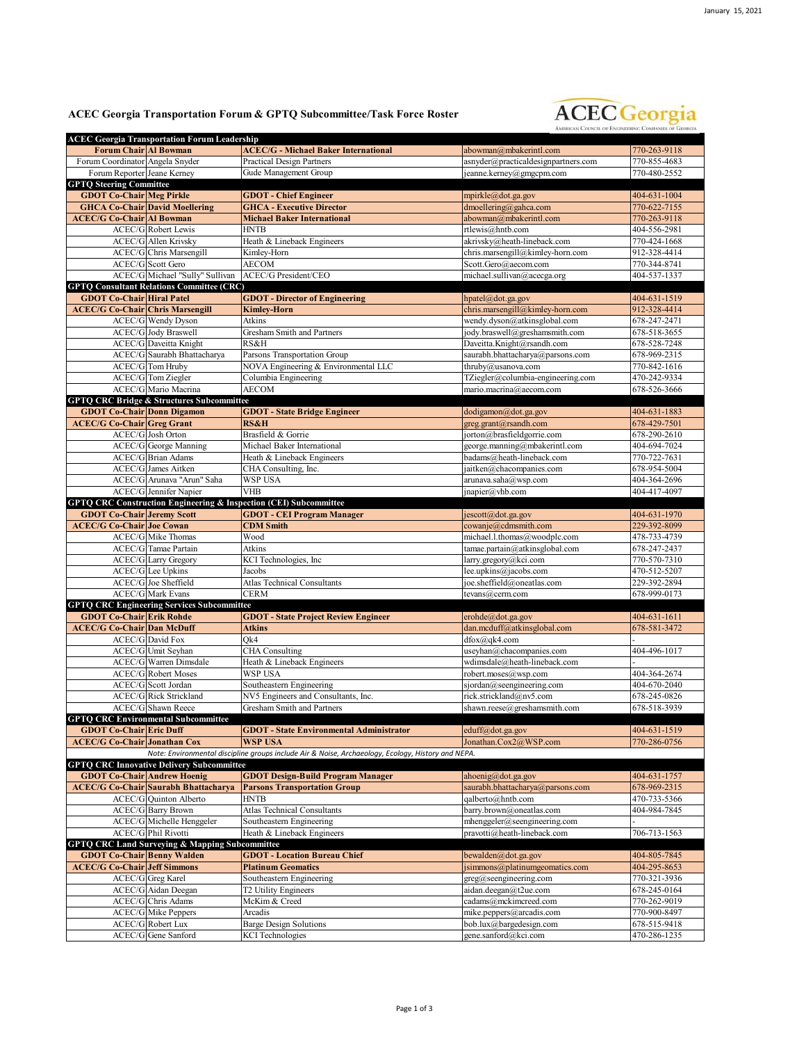January 15, 2021

# ACEC Georgia Transportation Forum & GPTQ Subcommittee/Task Force Roster

ACEC Georgia — American Council of Engineering Companies of Georgia

| Role | Name | Organization | Email | Phone |
|---|---|---|---|---|
| **ACEC Georgia Transportation Forum Leadership** | | | | |
| **Forum Chair** | **Al Bowman** | **ACEC/G - Michael Baker International** | abowman@mbakerintl.com | 770-263-9118 |
| Forum Coordinator | Angela Snyder | Practical Design Partners | asnyder@practicaldesignpartners.com | 770-855-4683 |
| Forum Reporter | Jeane Kerney | Gude Management Group | jeanne.kerney@gmgcpm.com | 770-480-2552 |
| **GPTQ Steering Committee** | | | | |
| **GDOT Co-Chair** | **Meg Pirkle** | **GDOT - Chief Engineer** | mpirkle@dot.ga.gov | 404-631-1004 |
| **GHCA Co-Chair** | **David Moellering** | **GHCA - Executive Director** | dmoellering@gahca.com | 770-622-7155 |
| **ACEC/G Co-Chair** | **Al Bowman** | **Michael Baker International** | abowman@mbakerintl.com | 770-263-9118 |
| ACEC/G | Robert Lewis | HNTB | rtlewis@hntb.com | 404-556-2981 |
| ACEC/G | Allen Krivsky | Heath & Lineback Engineers | akrivsky@heath-lineback.com | 770-424-1668 |
| ACEC/G | Chris Marsengill | Kimley-Horn | chris.marsengill@kimley-horn.com | 912-328-4414 |
| ACEC/G | Scott Gero | AECOM | Scott.Gero@aecom.com | 770-344-8741 |
| ACEC/G | Michael "Sully" Sullivan | ACEC/G President/CEO | michael.sullivan@acecga.org | 404-537-1337 |
| **GPTQ Consultant Relations Committee (CRC)** | | | | |
| **GDOT Co-Chair** | **Hiral Patel** | **GDOT - Director of Engineering** | hpatel@dot.ga.gov | 404-631-1519 |
| **ACEC/G Co-Chair** | **Chris Marsengill** | **Kimley-Horn** | chris.marsengill@kimley-horn.com | 912-328-4414 |
| ACEC/G | Wendy Dyson | Atkins | wendy.dyson@atkinsglobal.com | 678-247-2471 |
| ACEC/G | Jody Braswell | Gresham Smith and Partners | jody.braswell@greshamsmith.com | 678-518-3655 |
| ACEC/G | Daveitta Knight | RS&H | Daveitta.Knight@rsandh.com | 678-528-7248 |
| ACEC/G | Saurabh Bhattacharya | Parsons Transportation Group | saurabh.bhattacharya@parsons.com | 678-969-2315 |
| ACEC/G | Tom Hruby | NOVA Engineering & Environmental LLC | thruby@usanova.com | 770-842-1616 |
| ACEC/G | Tom Ziegler | Columbia Engineering | TZiegler@columbia-engineering.com | 470-242-9334 |
| ACEC/G | Mario Macrina | AECOM | mario.macrina@aecom.com | 678-526-3666 |
| **GPTQ CRC Bridge & Structures Subcommittee** | | | | |
| **GDOT Co-Chair** | **Donn Digamon** | **GDOT - State Bridge Engineer** | dodigamon@dot.ga.gov | 404-631-1883 |
| **ACEC/G Co-Chair** | **Greg Grant** | **RS&H** | greg.grant@rsandh.com | 678-429-7501 |
| ACEC/G | Josh Orton | Brasfield & Gorrie | jorton@brasfieldgorrie.com | 678-290-2610 |
| ACEC/G | George Manning | Michael Baker International | george.manning@mbakerintl.com | 404-694-7024 |
| ACEC/G | Brian Adams | Heath & Lineback Engineers | badams@heath-lineback.com | 770-722-7631 |
| ACEC/G | James Aitken | CHA Consulting, Inc. | jaitken@chacompanies.com | 678-954-5004 |
| ACEC/G | Arunava "Arun" Saha | WSP USA | arunava.saha@wsp.com | 404-364-2696 |
| ACEC/G | Jennifer Napier | VHB | jnapier@vhb.com | 404-417-4097 |
| **GPTQ CRC Construction Engineering & Inspection (CEI) Subcommittee** | | | | |
| **GDOT Co-Chair** | **Jeremy Scott** | **GDOT - CEI Program Manager** | jescott@dot.ga.gov | 404-631-1970 |
| **ACEC/G Co-Chair** | **Joe Cowan** | **CDM Smith** | cowanje@cdmsmith.com | 229-392-8099 |
| ACEC/G | Mike Thomas | Wood | michael.l.thomas@woodplc.com | 478-733-4739 |
| ACEC/G | Tamae Partain | Atkins | tamae.partain@atkinsglobal.com | 678-247-2437 |
| ACEC/G | Larry Gregory | KCI Technologies, Inc | larry.gregory@kci.com | 770-570-7310 |
| ACEC/G | Lee Upkins | Jacobs | lee.upkins@jacobs.com | 470-512-5207 |
| ACEC/G | Joe Sheffield | Atlas Technical Consultants | joe.sheffield@oneatlas.com | 229-392-2894 |
| ACEC/G | Mark Evans | CERM | tevans@cerm.com | 678-999-0173 |
| **GPTQ CRC Engineering Services Subcommittee** | | | | |
| **GDOT Co-Chair** | **Erik Rohde** | **GDOT - State Project Review Engineer** | erohde@dot.ga.gov | 404-631-1611 |
| **ACEC/G Co-Chair** | **Dan McDuff** | **Atkins** | dan.mcduff@atkinsglobal.com | 678-581-3472 |
| ACEC/G | David Fox | Qk4 | dfox@qk4.com | - |
| ACEC/G | Umit Seyhan | CHA Consulting | useyhan@chacompanies.com | 404-496-1017 |
| ACEC/G | Warren Dimsdale | Heath & Lineback Engineers | wdimsdale@heath-lineback.com | - |
| ACEC/G | Robert Moses | WSP USA | robert.moses@wsp.com | 404-364-2674 |
| ACEC/G | Scott Jordan | Southeastern Engineering | sjordan@seengineering.com | 404-670-2040 |
| ACEC/G | Rick Strickland | NV5 Engineers and Consultants, Inc. | rick.strickland@nv5.com | 678-245-0826 |
| ACEC/G | Shawn Reece | Gresham Smith and Partners | shawn.reese@greshamsmith.com | 678-518-3939 |
| **GPTQ CRC Environmental Subcommittee** | | | | |
| **GDOT Co-Chair** | **Eric Duff** | **GDOT - State Environmental Administrator** | eduff@dot.ga.gov | 404-631-1519 |
| **ACEC/G Co-Chair** | **Jonathan Cox** | **WSP USA** | Jonathan.Cox2@WSP.com | 770-286-0756 |
| | | *Note: Environmental discipline groups include Air & Noise, Archaeology, Ecology, History and NEPA.* | | |
| **GPTQ CRC Innovative Delivery Subcommittee** | | | | |
| **GDOT Co-Chair** | **Andrew Hoenig** | **GDOT Design-Build Program Manager** | ahoenig@dot.ga.gov | 404-631-1757 |
| **ACEC/G Co-Chair** | **Saurabh Bhattacharya** | **Parsons Transportation Group** | saurabh.bhattacharya@parsons.com | 678-969-2315 |
| ACEC/G | Quinton Alberto | HNTB | qalberto@hntb.com | 470-733-5366 |
| ACEC/G | Barry Brown | Atlas Technical Consultants | barry.brown@oneatlas.com | 404-984-7845 |
| ACEC/G | Michelle Henggeler | Southeastern Engineering | mhenggeler@seengineering.com | - |
| ACEC/G | Phil Rivotti | Heath & Lineback Engineers | pravotti@heath-lineback.com | 706-713-1563 |
| **GPTQ CRC Land Surveying & Mapping Subcommittee** | | | | |
| **GDOT Co-Chair** | **Benny Walden** | **GDOT - Location Bureau Chief** | bewalden@dot.ga.gov | 404-805-7845 |
| **ACEC/G Co-Chair** | **Jeff Simmons** | **Platinum Geomatics** | jsimmons@platinumgeomatics.com | 404-295-8653 |
| ACEC/G | Greg Karel | Southeastern Engineering | greg@seengineering.com | 770-321-3936 |
| ACEC/G | Aidan Deegan | T2 Utility Engineers | aidan.deegan@t2ue.com | 678-245-0164 |
| ACEC/G | Chris Adams | McKim & Creed | cadams@mckimcreed.com | 770-262-9019 |
| ACEC/G | Mike Peppers | Arcadis | mike.peppers@arcadis.com | 770-900-8497 |
| ACEC/G | Robert Lux | Barge Design Solutions | bob.lux@bargedesign.com | 678-515-9418 |
| ACEC/G | Gene Sanford | KCI Technologies | gene.sanford@kci.com | 470-286-1235 |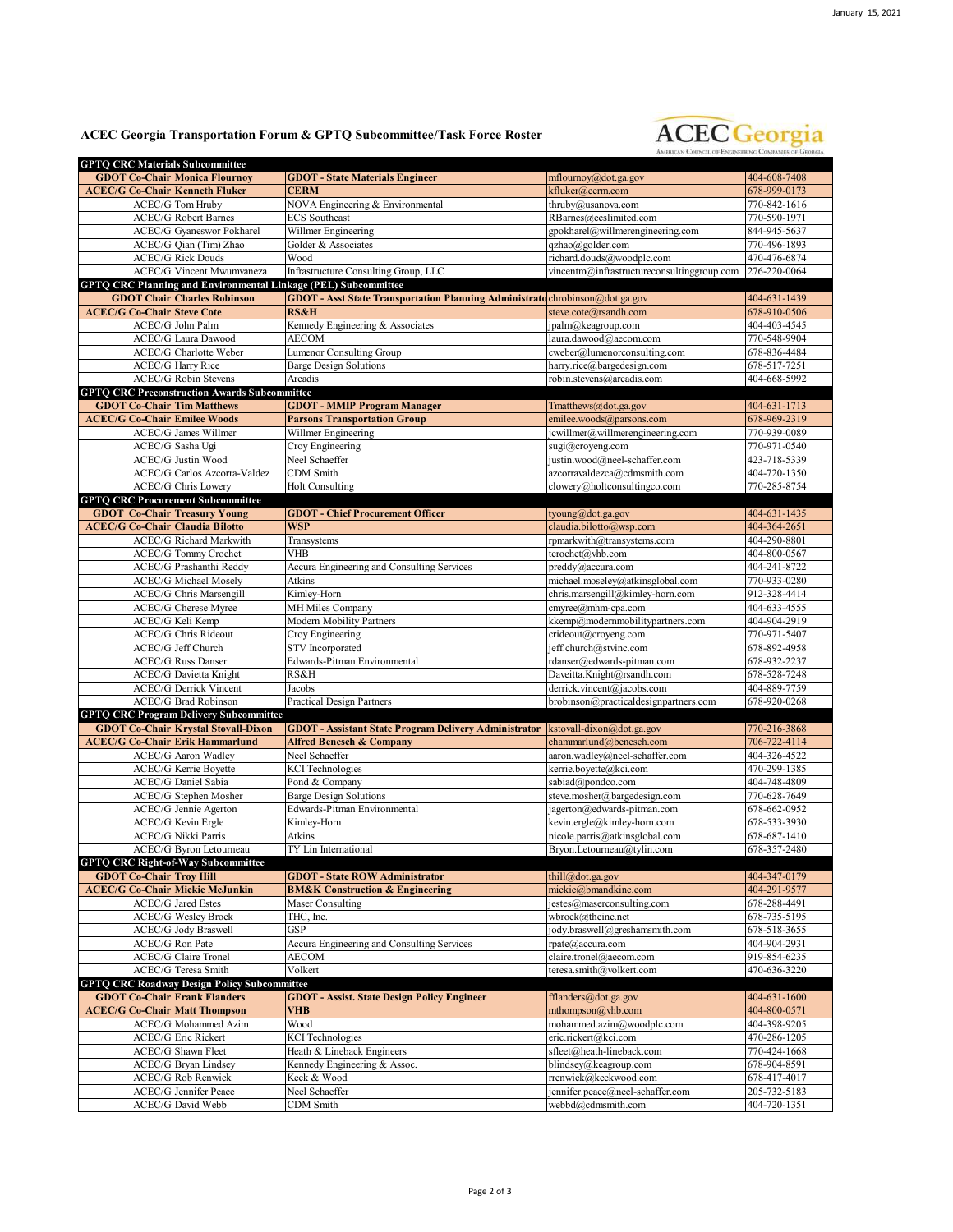# ACEC Georgia Transportation Forum & GPTQ Subcommittee/Task Force Roster

| | | | | |
|---|---|---|---|---|
| **GPTQ CRC Materials Subcommittee** | | | | |
| **GDOT Co-Chair** | **Monica Flournoy** | **GDOT - State Materials Engineer** | mflournoy@dot.ga.gov | 404-608-7408 |
| **ACEC/G Co-Chair** | **Kenneth Fluker** | **CERM** | kfluker@cerm.com | 678-999-0173 |
| ACEC/G | Tom Hruby | NOVA Engineering & Environmental | thruby@usanova.com | 770-842-1616 |
| ACEC/G | Robert Barnes | ECS Southeast | RBarnes@ecslimited.com | 770-590-1971 |
| ACEC/G | Gyaneswor Pokharel | Willmer Engineering | gpokharel@willmerengineering.com | 844-945-5637 |
| ACEC/G | Qian (Tim) Zhao | Golder & Associates | qzhao@golder.com | 770-496-1893 |
| ACEC/G | Rick Douds | Wood | richard.douds@woodplc.com | 470-476-6874 |
| ACEC/G | Vincent Mwumvaneza | Infrastructure Consulting Group, LLC | vincentm@infrastructureconsultinggroup.com | 276-220-0064 |
| **GPTQ CRC Planning and Environmental Linkage (PEL) Subcommittee** | | | | |
| **GDOT Chair** | **Charles Robinson** | **GDOT - Asst State Transportation Planning Administrator** | chrobinson@dot.ga.gov | 404-631-1439 |
| **ACEC/G Co-Chair** | **Steve Cote** | **RS&H** | steve.cote@rsandh.com | 678-910-0506 |
| ACEC/G | John Palm | Kennedy Engineering & Associates | jpalm@keagroup.com | 404-403-4545 |
| ACEC/G | Laura Dawood | AECOM | laura.dawood@aecom.com | 770-548-9904 |
| ACEC/G | Charlotte Weber | Lumenor Consulting Group | cweber@lumenorconsulting.com | 678-836-4484 |
| ACEC/G | Harry Rice | Barge Design Solutions | harry.rice@bargedesign.com | 678-517-7251 |
| ACEC/G | Robin Stevens | Arcadis | robin.stevens@arcadis.com | 404-668-5992 |
| **GPTQ CRC Preconstruction Awards Subcommittee** | | | | |
| **GDOT Co-Chair** | **Tim Matthews** | **GDOT - MMIP Program Manager** | Tmatthews@dot.ga.gov | 404-631-1713 |
| **ACEC/G Co-Chair** | **Emilee Woods** | **Parsons Transportation Group** | emilee.woods@parsons.com | 678-969-2319 |
| ACEC/G | James Willmer | Willmer Engineering | jcwillmer@willmerengineering.com | 770-939-0089 |
| ACEC/G | Sasha Ugi | Croy Engineering | sugi@croyeng.com | 770-971-0540 |
| ACEC/G | Justin Wood | Neel Schaeffer | justin.wood@neel-schaffer.com | 423-718-5339 |
| ACEC/G | Carlos Azcorra-Valdez | CDM Smith | azcorravaldezca@cdmsmith.com | 404-720-1350 |
| ACEC/G | Chris Lowery | Holt Consulting | clowery@holtconsultingco.com | 770-285-8754 |
| **GPTQ CRC Procurement Subcommittee** | | | | |
| **GDOT Co-Chair** | **Treasury Young** | **GDOT - Chief Procurement Officer** | tyoung@dot.ga.gov | 404-631-1435 |
| **ACEC/G Co-Chair** | **Claudia Bilotto** | **WSP** | claudia.bilotto@wsp.com | 404-364-2651 |
| ACEC/G | Richard Markwith | Transystems | rpmarkwith@transystems.com | 404-290-8801 |
| ACEC/G | Tommy Crochet | VHB | tcrochet@vhb.com | 404-800-0567 |
| ACEC/G | Prashanthi Reddy | Accura Engineering and Consulting Services | preddy@accura.com | 404-241-8722 |
| ACEC/G | Michael Mosely | Atkins | michael.moseley@atkinsglobal.com | 770-933-0280 |
| ACEC/G | Chris Marsengill | Kimley-Horn | chris.marsengill@kimley-horn.com | 912-328-4414 |
| ACEC/G | Cherese Myree | MH Miles Company | cmyree@mhm-cpa.com | 404-633-4555 |
| ACEC/G | Keli Kemp | Modern Mobility Partners | kkemp@modernmobilitypartners.com | 404-904-2919 |
| ACEC/G | Chris Rideout | Croy Engineering | crideout@croyeng.com | 770-971-5407 |
| ACEC/G | Jeff Church | STV Incorporated | jeff.church@stvinc.com | 678-892-4958 |
| ACEC/G | Russ Danser | Edwards-Pitman Environmental | rdanser@edwards-pitman.com | 678-932-2237 |
| ACEC/G | Davietta Knight | RS&H | Daveitta.Knight@rsandh.com | 678-528-7248 |
| ACEC/G | Derrick Vincent | Jacobs | derrick.vincent@jacobs.com | 404-889-7759 |
| ACEC/G | Brad Robinson | Practical Design Partners | brobinson@practicaldesignpartners.com | 678-920-0268 |
| **GPTQ CRC Program Delivery Subcommittee** | | | | |
| **GDOT Co-Chair** | **Krystal Stovall-Dixon** | **GDOT - Assistant State Program Delivery Administrator** | kstovall-dixon@dot.ga.gov | 770-216-3868 |
| **ACEC/G Co-Chair** | **Erik Hammarlund** | **Alfred Benesch & Company** | ehammarlund@benesch.com | 706-722-4114 |
| ACEC/G | Aaron Wadley | Neel Schaeffer | aaron.wadley@neel-schaffer.com | 404-326-4522 |
| ACEC/G | Kerrie Boyette | KCI Technologies | kerrie.boyette@kci.com | 470-299-1385 |
| ACEC/G | Daniel Sabia | Pond & Company | sabiad@pondco.com | 404-748-4809 |
| ACEC/G | Stephen Mosher | Barge Design Solutions | steve.mosher@bargedesign.com | 770-628-7649 |
| ACEC/G | Jennie Agerton | Edwards-Pitman Environmental | jagerton@edwards-pitman.com | 678-662-0952 |
| ACEC/G | Kevin Ergle | Kimley-Horn | kevin.ergle@kimley-horn.com | 678-533-3930 |
| ACEC/G | Nikki Parris | Atkins | nicole.parris@atkinsglobal.com | 678-687-1410 |
| ACEC/G | Byron Letourneau | TY Lin International | Bryon.Letourneau@tylin.com | 678-357-2480 |
| **GPTQ CRC Right-of-Way Subcommittee** | | | | |
| **GDOT Co-Chair** | **Troy Hill** | **GDOT - State ROW Administrator** | thill@dot.ga.gov | 404-347-0179 |
| **ACEC/G Co-Chair** | **Mickie McJunkin** | **BM&K Construction & Engineering** | mickie@bmandkinc.com | 404-291-9577 |
| ACEC/G | Jared Estes | Maser Consulting | jestes@maserconsulting.com | 678-288-4491 |
| ACEC/G | Wesley Brock | THC, Inc. | wbrock@thcinc.net | 678-735-5195 |
| ACEC/G | Jody Braswell | GSP | jody.braswell@greshamsmith.com | 678-518-3655 |
| ACEC/G | Ron Pate | Accura Engineering and Consulting Services | rpate@accura.com | 404-904-2931 |
| ACEC/G | Claire Tronel | AECOM | claire.tronel@aecom.com | 919-854-6235 |
| ACEC/G | Teresa Smith | Volkert | teresa.smith@volkert.com | 470-636-3220 |
| **GPTQ CRC Roadway Design Policy Subcommittee** | | | | |
| **GDOT Co-Chair** | **Frank Flanders** | **GDOT - Assist. State Design Policy Engineer** | fflanders@dot.ga.gov | 404-631-1600 |
| **ACEC/G Co-Chair** | **Matt Thompson** | **VHB** | mthompson@vhb.com | 404-800-0571 |
| ACEC/G | Mohammed Azim | Wood | mohammed.azim@woodplc.com | 404-398-9205 |
| ACEC/G | Eric Rickert | KCI Technologies | eric.rickert@kci.com | 470-286-1205 |
| ACEC/G | Shawn Fleet | Heath & Lineback Engineers | sfleet@heath-lineback.com | 770-424-1668 |
| ACEC/G | Bryan Lindsey | Kennedy Engineering & Assoc. | blindsey@keagroup.com | 678-904-8591 |
| ACEC/G | Rob Renwick | Keck & Wood | rrenwick@keckwood.com | 678-417-4017 |
| ACEC/G | Jennifer Peace | Neel Schaeffer | jennifer.peace@neel-schaffer.com | 205-732-5183 |
| ACEC/G | David Webb | CDM Smith | webbd@cdmsmith.com | 404-720-1351 |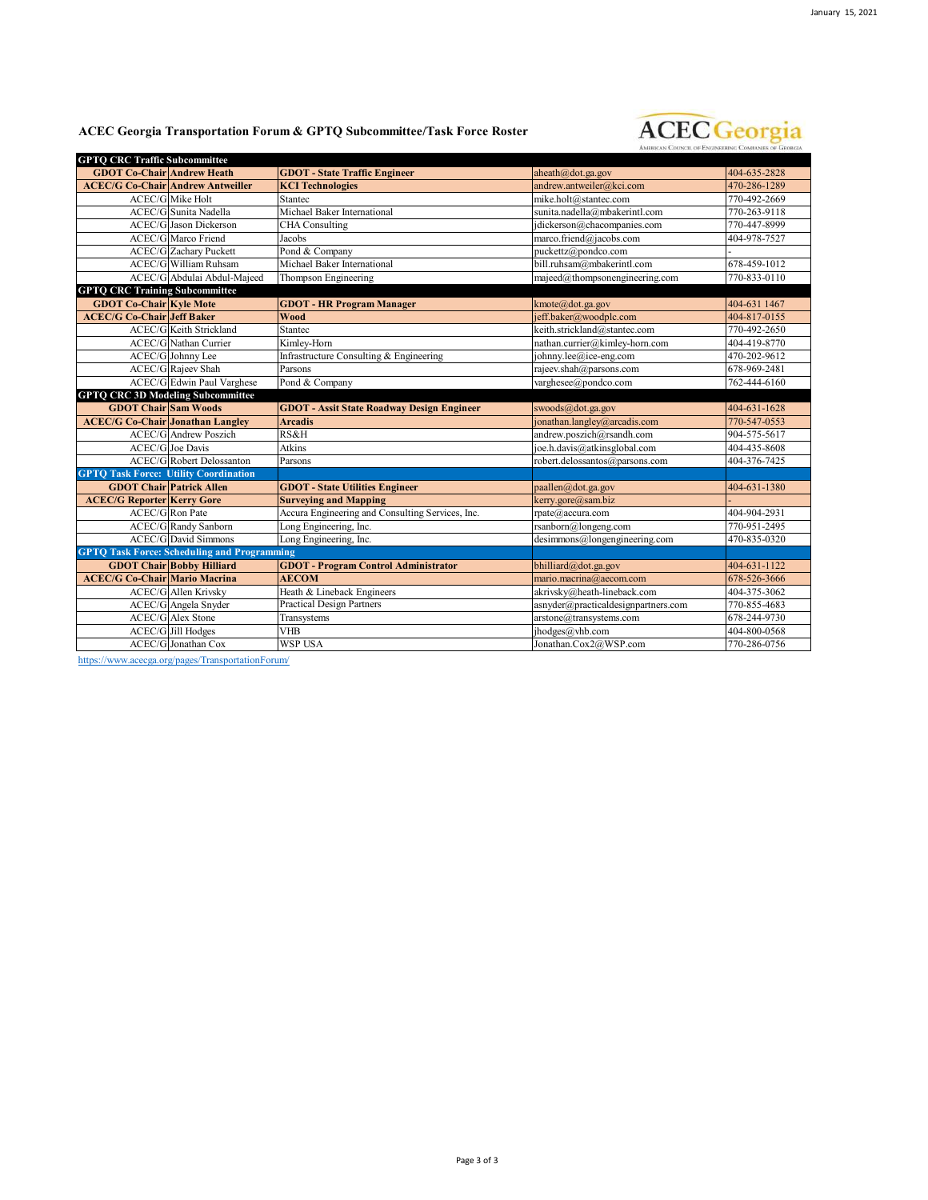# ACEC Georgia Transportation Forum & GPTQ Subcommittee/Task Force Roster

ACEC Georgia
American Council of Engineering Companies of Georgia

| | | | | |
|---|---|---|---|---|
| **GPTQ CRC Traffic Subcommittee** | | | | |
| **GDOT Co-Chair** | **Andrew Heath** | **GDOT - State Traffic Engineer** | aheath@dot.ga.gov | 404-635-2828 |
| **ACEC/G Co-Chair** | **Andrew Antweiler** | **KCI Technologies** | andrew.antweiler@kci.com | 470-286-1289 |
| ACEC/G | Mike Holt | Stantec | mike.holt@stantec.com | 770-492-2669 |
| ACEC/G | Sunita Nadella | Michael Baker International | sunita.nadella@mbakerintl.com | 770-263-9118 |
| ACEC/G | Jason Dickerson | CHA Consulting | jdickerson@chacompanies.com | 770-447-8999 |
| ACEC/G | Marco Friend | Jacobs | marco.friend@jacobs.com | 404-978-7527 |
| ACEC/G | Zachary Puckett | Pond & Company | puckettz@pondco.com | - |
| ACEC/G | William Ruhsam | Michael Baker International | bill.ruhsam@mbakerintl.com | 678-459-1012 |
| ACEC/G | Abdulai Abdul-Majeed | Thompson Engineering | majeed@thompsonengineering.com | 770-833-0110 |
| **GPTQ CRC Training Subcommittee** | | | | |
| **GDOT Co-Chair** | **Kyle Mote** | **GDOT - HR Program Manager** | kmote@dot.ga.gov | 404-631 1467 |
| **ACEC/G Co-Chair** | **Jeff Baker** | **Wood** | jeff.baker@woodplc.com | 404-817-0155 |
| ACEC/G | Keith Strickland | Stantec | keith.strickland@stantec.com | 770-492-2650 |
| ACEC/G | Nathan Currier | Kimley-Horn | nathan.currier@kimley-horn.com | 404-419-8770 |
| ACEC/G | Johnny Lee | Infrastructure Consulting & Engineering | johnny.lee@ice-eng.com | 470-202-9612 |
| ACEC/G | Rajeev Shah | Parsons | rajeev.shah@parsons.com | 678-969-2481 |
| ACEC/G | Edwin Paul Varghese | Pond & Company | varghesee@pondco.com | 762-444-6160 |
| **GPTQ CRC 3D Modeling Subcommittee** | | | | |
| **GDOT Chair** | **Sam Woods** | **GDOT - Assit State Roadway Design Engineer** | swoods@dot.ga.gov | 404-631-1628 |
| **ACEC/G Co-Chair** | **Jonathan Langley** | **Arcadis** | jonathan.langley@arcadis.com | 770-547-0553 |
| ACEC/G | Andrew Poszich | RS&H | andrew.poszich@rsandh.com | 904-575-5617 |
| ACEC/G | Joe Davis | Atkins | joe.h.davis@atkinsglobal.com | 404-435-8608 |
| ACEC/G | Robert Delossanton | Parsons | robert.delossantos@parsons.com | 404-376-7425 |
| **GPTQ Task Force: Utility Coordination** | | | | |
| **GDOT Chair** | **Patrick Allen** | **GDOT - State Utilities Engineer** | paallen@dot.ga.gov | 404-631-1380 |
| **ACEC/G Reporter** | **Kerry Gore** | **Surveying and Mapping** | kerry.gore@sam.biz | - |
| ACEC/G | Ron Pate | Accura Engineering and Consulting Services, Inc. | rpate@accura.com | 404-904-2931 |
| ACEC/G | Randy Sanborn | Long Engineering, Inc. | rsanborn@longeng.com | 770-951-2495 |
| ACEC/G | David Simmons | Long Engineering, Inc. | desimmons@longengineering.com | 470-835-0320 |
| **GPTQ Task Force: Scheduling and Programming** | | | | |
| **GDOT Chair** | **Bobby Hilliard** | **GDOT - Program Control Administrator** | bhilliard@dot.ga.gov | 404-631-1122 |
| **ACEC/G Co-Chair** | **Mario Macrina** | **AECOM** | mario.macrina@aecom.com | 678-526-3666 |
| ACEC/G | Allen Krivsky | Heath & Lineback Engineers | akrivsky@heath-lineback.com | 404-375-3062 |
| ACEC/G | Angela Snyder | Practical Design Partners | asnyder@practicaldesignpartners.com | 770-855-4683 |
| ACEC/G | Alex Stone | Transystems | arstone@transystems.com | 678-244-9730 |
| ACEC/G | Jill Hodges | VHB | jhodges@vhb.com | 404-800-0568 |
| ACEC/G | Jonathan Cox | WSP USA | Jonathan.Cox2@WSP.com | 770-286-0756 |

https://www.acecga.org/pages/TransportationForum/